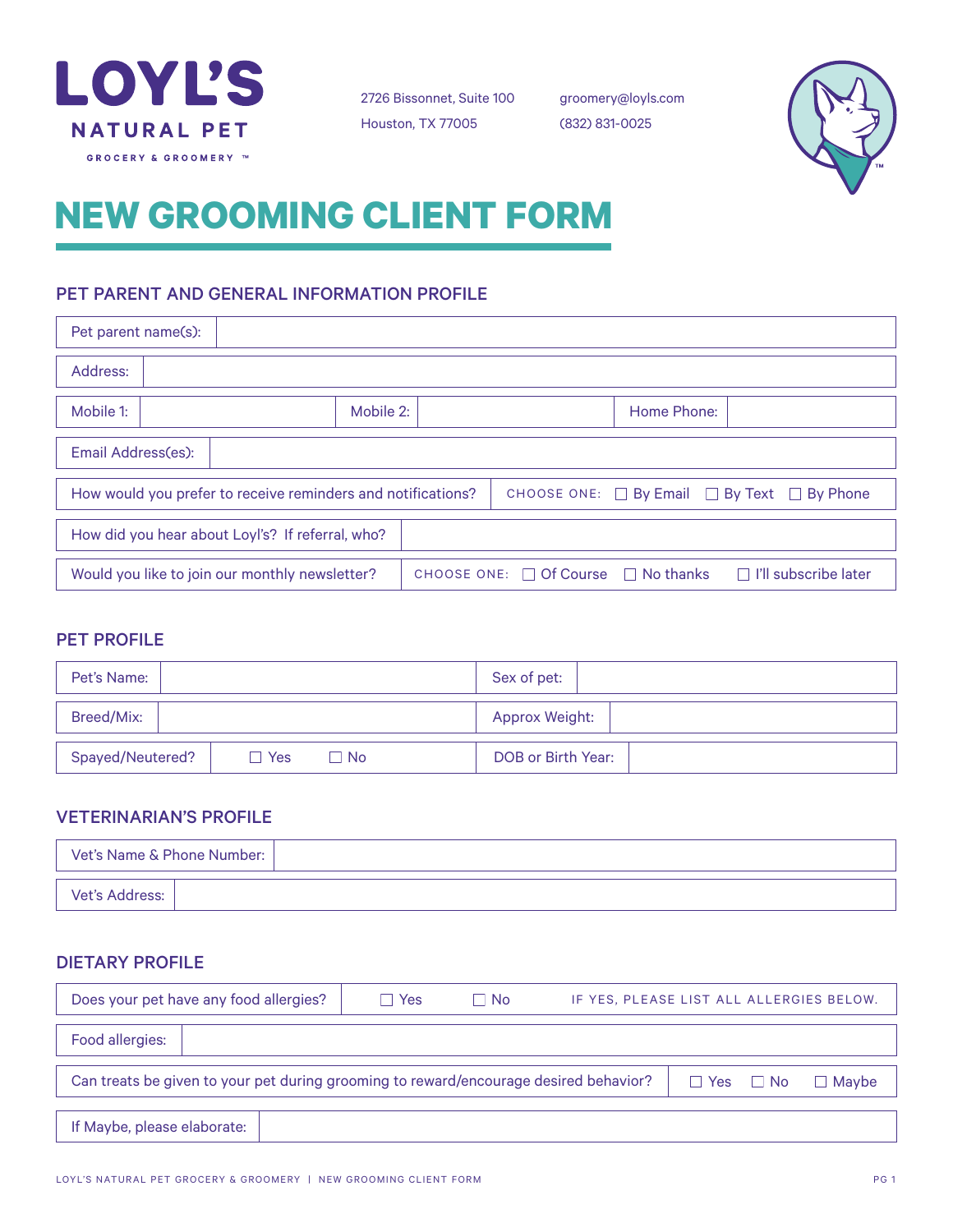# LOYL'S

**NATURAL PET**

GROCERY & GROOMERY ™

2726 Bissonnet, Suite 100
Houston, TX 77005

groomery@loyls.com
(832) 831-0025

# NEW GROOMING CLIENT FORM

## PET PARENT AND GENERAL INFORMATION PROFILE

| Pet parent name(s): | |
|---|---|
| Address: | |

| Mobile 1: | | Mobile 2: | | Home Phone: | |
|---|---|---|---|---|---|

| Email Address(es): | |
|---|---|
| How would you prefer to receive reminders and notifications? | CHOOSE ONE: ☐ By Email ☐ By Text ☐ By Phone |
| How did you hear about Loyl's? If referral, who? | |
| Would you like to join our monthly newsletter? | CHOOSE ONE: ☐ Of Course ☐ No thanks ☐ I'll subscribe later |

## PET PROFILE

| Pet's Name: | | Sex of pet: | |
|---|---|---|---|
| Breed/Mix: | | Approx Weight: | |
| Spayed/Neutered? | ☐ Yes ☐ No | DOB or Birth Year: | |

## VETERINARIAN'S PROFILE

| Vet's Name & Phone Number: | |
|---|---|
| Vet's Address: | |

## DIETARY PROFILE

| Does your pet have any food allergies? | ☐ Yes ☐ No | IF YES, PLEASE LIST ALL ALLERGIES BELOW. |
|---|---|---|
| Food allergies: | | |
| Can treats be given to your pet during grooming to reward/encourage desired behavior? | ☐ Yes ☐ No ☐ Maybe | |
| If Maybe, please elaborate: | | |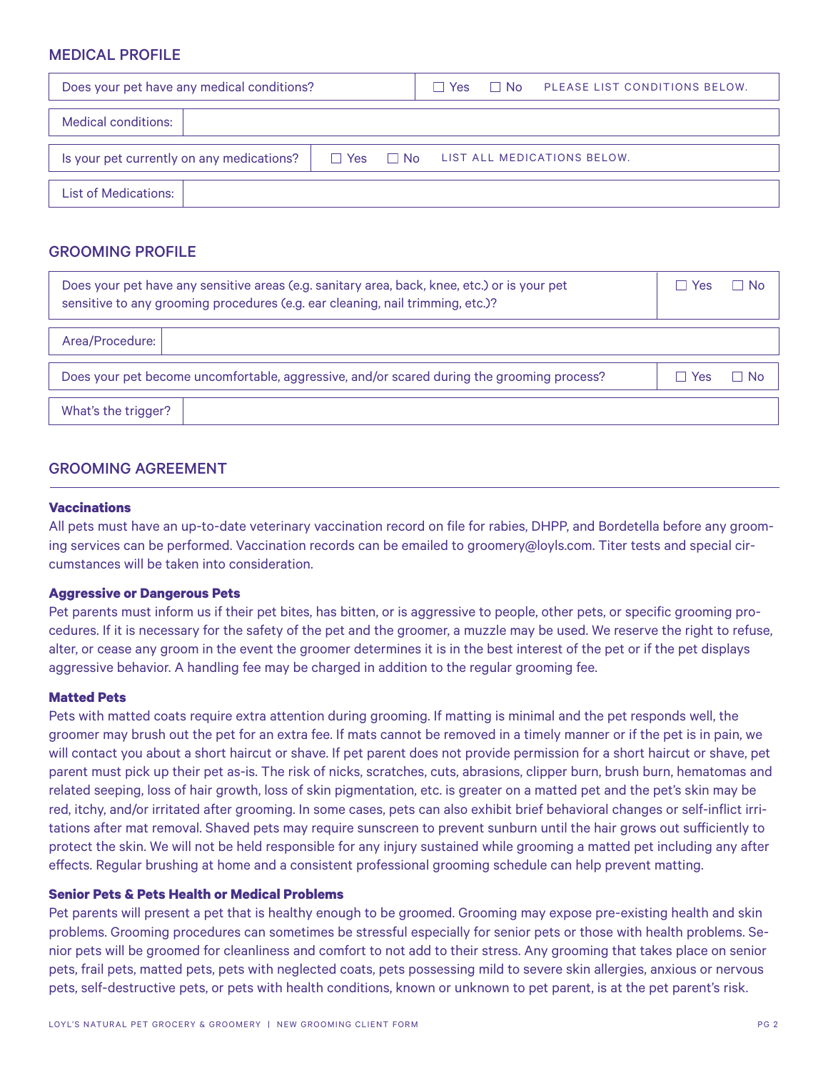## MEDICAL PROFILE

| Does your pet have any medical conditions? | ☐ Yes ☐ No PLEASE LIST CONDITIONS BELOW. |
|---|---|
| Medical conditions: | |
| Is your pet currently on any medications? | ☐ Yes ☐ No LIST ALL MEDICATIONS BELOW. |
| List of Medications: | |

## GROOMING PROFILE

| Does your pet have any sensitive areas (e.g. sanitary area, back, knee, etc.) or is your pet sensitive to any grooming procedures (e.g. ear cleaning, nail trimming, etc.)? | ☐ Yes ☐ No |
|---|---|
| Area/Procedure: | |
| Does your pet become uncomfortable, aggressive, and/or scared during the grooming process? | ☐ Yes ☐ No |
| What's the trigger? | |

## GROOMING AGREEMENT

**Vaccinations**

All pets must have an up-to-date veterinary vaccination record on file for rabies, DHPP, and Bordetella before any grooming services can be performed. Vaccination records can be emailed to groomery@loyls.com. Titer tests and special circumstances will be taken into consideration.

**Aggressive or Dangerous Pets**

Pet parents must inform us if their pet bites, has bitten, or is aggressive to people, other pets, or specific grooming procedures. If it is necessary for the safety of the pet and the groomer, a muzzle may be used. We reserve the right to refuse, alter, or cease any groom in the event the groomer determines it is in the best interest of the pet or if the pet displays aggressive behavior. A handling fee may be charged in addition to the regular grooming fee.

**Matted Pets**

Pets with matted coats require extra attention during grooming. If matting is minimal and the pet responds well, the groomer may brush out the pet for an extra fee. If mats cannot be removed in a timely manner or if the pet is in pain, we will contact you about a short haircut or shave. If pet parent does not provide permission for a short haircut or shave, pet parent must pick up their pet as-is. The risk of nicks, scratches, cuts, abrasions, clipper burn, brush burn, hematomas and related seeping, loss of hair growth, loss of skin pigmentation, etc. is greater on a matted pet and the pet's skin may be red, itchy, and/or irritated after grooming. In some cases, pets can also exhibit brief behavioral changes or self-inflict irritations after mat removal. Shaved pets may require sunscreen to prevent sunburn until the hair grows out sufficiently to protect the skin. We will not be held responsible for any injury sustained while grooming a matted pet including any after effects. Regular brushing at home and a consistent professional grooming schedule can help prevent matting.

**Senior Pets & Pets Health or Medical Problems**

Pet parents will present a pet that is healthy enough to be groomed. Grooming may expose pre-existing health and skin problems. Grooming procedures can sometimes be stressful especially for senior pets or those with health problems. Senior pets will be groomed for cleanliness and comfort to not add to their stress. Any grooming that takes place on senior pets, frail pets, matted pets, pets with neglected coats, pets possessing mild to severe skin allergies, anxious or nervous pets, self-destructive pets, or pets with health conditions, known or unknown to pet parent, is at the pet parent's risk.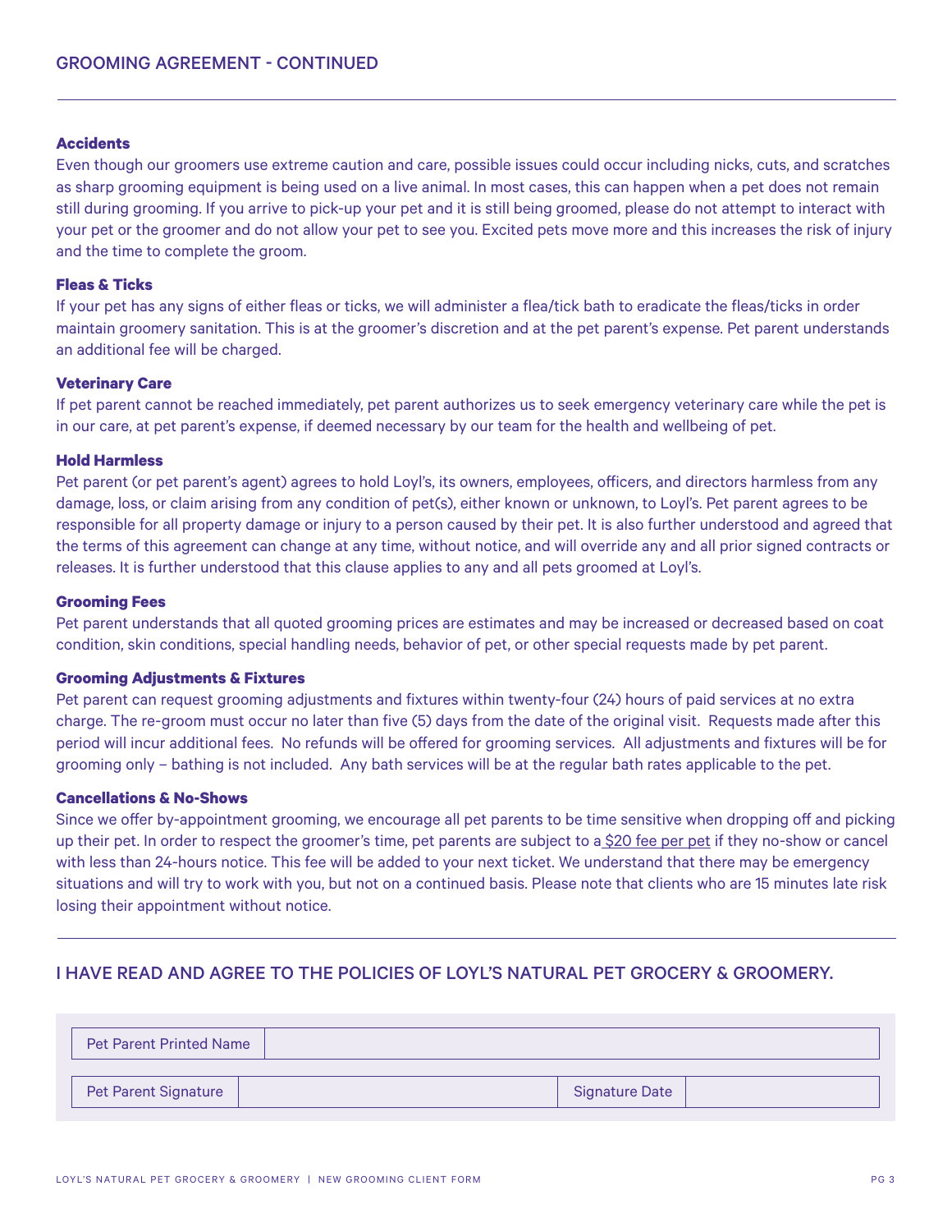## GROOMING AGREEMENT - CONTINUED

**Accidents**

Even though our groomers use extreme caution and care, possible issues could occur including nicks, cuts, and scratches as sharp grooming equipment is being used on a live animal. In most cases, this can happen when a pet does not remain still during grooming. If you arrive to pick-up your pet and it is still being groomed, please do not attempt to interact with your pet or the groomer and do not allow your pet to see you. Excited pets move more and this increases the risk of injury and the time to complete the groom.

**Fleas & Ticks**

If your pet has any signs of either fleas or ticks, we will administer a flea/tick bath to eradicate the fleas/ticks in order maintain groomery sanitation. This is at the groomer's discretion and at the pet parent's expense. Pet parent understands an additional fee will be charged.

**Veterinary Care**

If pet parent cannot be reached immediately, pet parent authorizes us to seek emergency veterinary care while the pet is in our care, at pet parent's expense, if deemed necessary by our team for the health and wellbeing of pet.

**Hold Harmless**

Pet parent (or pet parent's agent) agrees to hold Loyl's, its owners, employees, officers, and directors harmless from any damage, loss, or claim arising from any condition of pet(s), either known or unknown, to Loyl's. Pet parent agrees to be responsible for all property damage or injury to a person caused by their pet. It is also further understood and agreed that the terms of this agreement can change at any time, without notice, and will override any and all prior signed contracts or releases. It is further understood that this clause applies to any and all pets groomed at Loyl's.

**Grooming Fees**

Pet parent understands that all quoted grooming prices are estimates and may be increased or decreased based on coat condition, skin conditions, special handling needs, behavior of pet, or other special requests made by pet parent.

**Grooming Adjustments & Fixtures**

Pet parent can request grooming adjustments and fixtures within twenty-four (24) hours of paid services at no extra charge. The re-groom must occur no later than five (5) days from the date of the original visit. Requests made after this period will incur additional fees. No refunds will be offered for grooming services. All adjustments and fixtures will be for grooming only – bathing is not included. Any bath services will be at the regular bath rates applicable to the pet.

**Cancellations & No-Shows**

Since we offer by-appointment grooming, we encourage all pet parents to be time sensitive when dropping off and picking up their pet. In order to respect the groomer's time, pet parents are subject to a <u>$20 fee per pet</u> if they no-show or cancel with less than 24-hours notice. This fee will be added to your next ticket. We understand that there may be emergency situations and will try to work with you, but not on a continued basis. Please note that clients who are 15 minutes late risk losing their appointment without notice.

## I HAVE READ AND AGREE TO THE POLICIES OF LOYL'S NATURAL PET GROCERY & GROOMERY.

| | | | |
|---|---|---|---|
| Pet Parent Printed Name | | | |
| Pet Parent Signature | | Signature Date | |